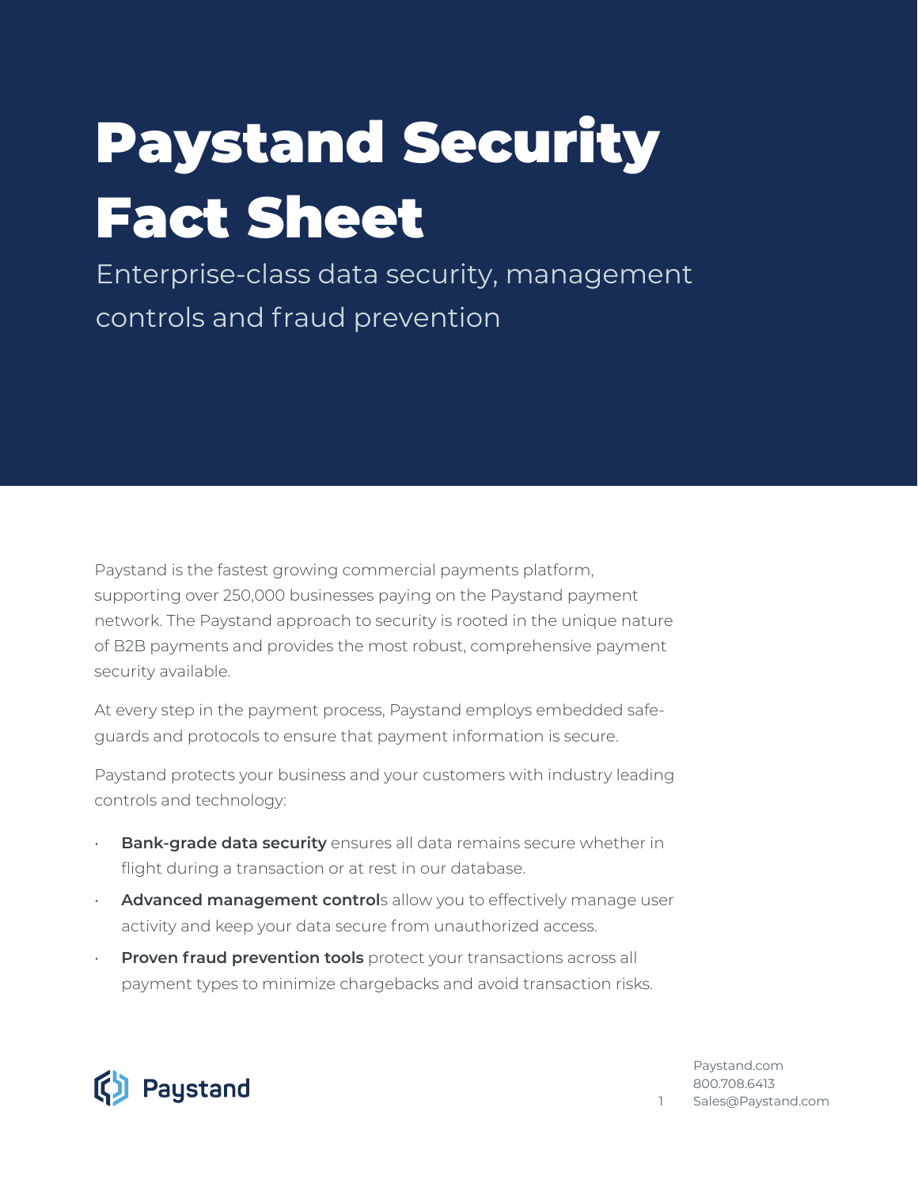# Paystand Security Fact Sheet

Enterprise-class data security, management controls and fraud prevention

Paystand is the fastest growing commercial payments platform, supporting over 250,000 businesses paying on the Paystand payment network. The Paystand approach to security is rooted in the unique nature of B2B payments and provides the most robust, comprehensive payment security available.

At every step in the payment process, Paystand employs embedded safe-guards and protocols to ensure that payment information is secure.

Paystand protects your business and your customers with industry leading controls and technology:

- **Bank-grade data security** ensures all data remains secure whether in flight during a transaction or at rest in our database.
- **Advanced management control**s allow you to effectively manage user activity and keep your data secure from unauthorized access.
- **Proven fraud prevention tools** protect your transactions across all payment types to minimize chargebacks and avoid transaction risks.

Paystand

Paystand.com
800.708.6413
Sales@Paystand.com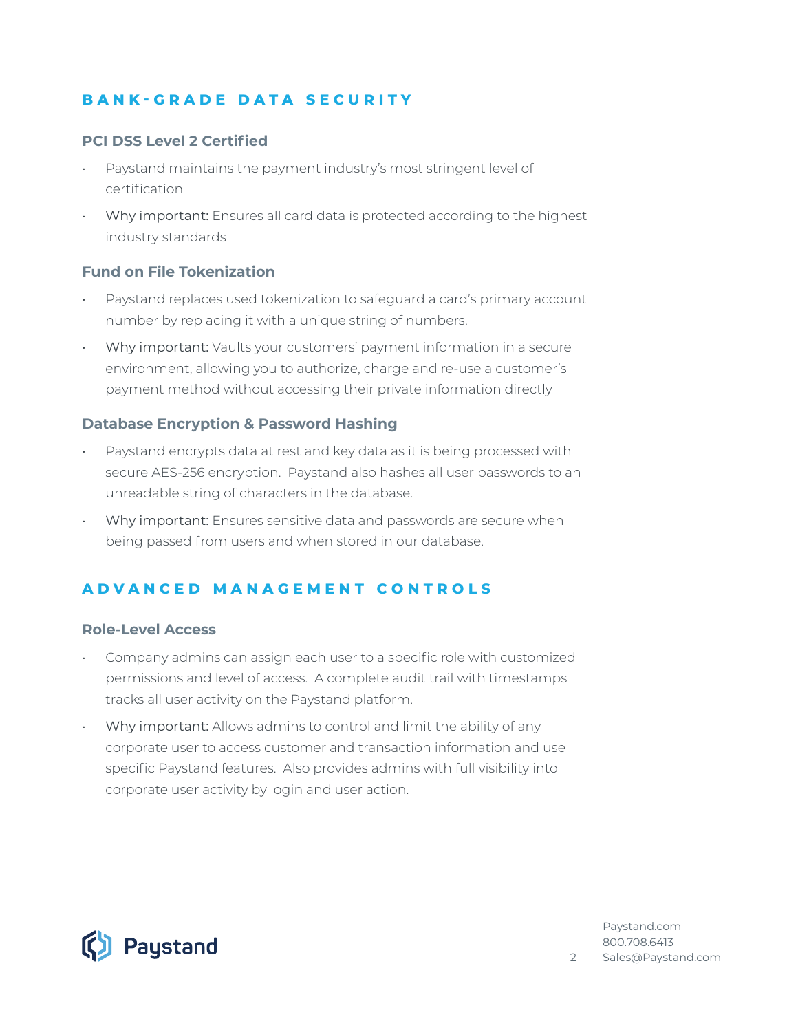## BANK-GRADE DATA SECURITY

### PCI DSS Level 2 Certified

- Paystand maintains the payment industry's most stringent level of certification
- Why important: Ensures all card data is protected according to the highest industry standards

### Fund on File Tokenization

- Paystand replaces used tokenization to safeguard a card's primary account number by replacing it with a unique string of numbers.
- Why important: Vaults your customers' payment information in a secure environment, allowing you to authorize, charge and re-use a customer's payment method without accessing their private information directly

### Database Encryption & Password Hashing

- Paystand encrypts data at rest and key data as it is being processed with secure AES-256 encryption. Paystand also hashes all user passwords to an unreadable string of characters in the database.
- Why important: Ensures sensitive data and passwords are secure when being passed from users and when stored in our database.

## ADVANCED MANAGEMENT CONTROLS

### Role-Level Access

- Company admins can assign each user to a specific role with customized permissions and level of access. A complete audit trail with timestamps tracks all user activity on the Paystand platform.
- Why important: Allows admins to control and limit the ability of any corporate user to access customer and transaction information and use specific Paystand features. Also provides admins with full visibility into corporate user activity by login and user action.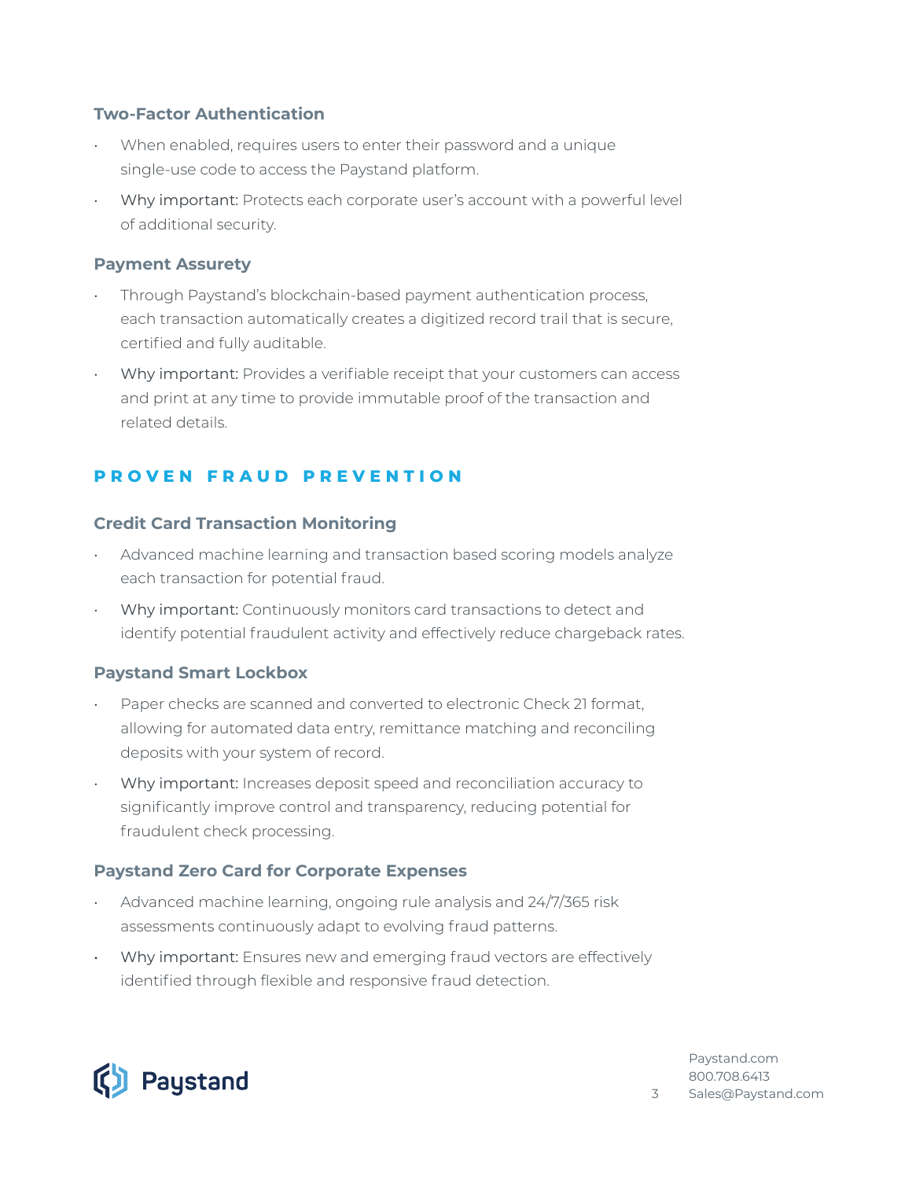### Two-Factor Authentication

- When enabled, requires users to enter their password and a unique single-use code to access the Paystand platform.
- Why important: Protects each corporate user's account with a powerful level of additional security.

### Payment Assurety

- Through Paystand's blockchain-based payment authentication process, each transaction automatically creates a digitized record trail that is secure, certified and fully auditable.
- Why important: Provides a verifiable receipt that your customers can access and print at any time to provide immutable proof of the transaction and related details.

## PROVEN FRAUD PREVENTION

### Credit Card Transaction Monitoring

- Advanced machine learning and transaction based scoring models analyze each transaction for potential fraud.
- Why important: Continuously monitors card transactions to detect and identify potential fraudulent activity and effectively reduce chargeback rates.

### Paystand Smart Lockbox

- Paper checks are scanned and converted to electronic Check 21 format, allowing for automated data entry, remittance matching and reconciling deposits with your system of record.
- Why important: Increases deposit speed and reconciliation accuracy to significantly improve control and transparency, reducing potential for fraudulent check processing.

### Paystand Zero Card for Corporate Expenses

- Advanced machine learning, ongoing rule analysis and 24/7/365 risk assessments continuously adapt to evolving fraud patterns.
- Why important: Ensures new and emerging fraud vectors are effectively identified through flexible and responsive fraud detection.

Paystand

Paystand.com
800.708.6413
Sales@Paystand.com